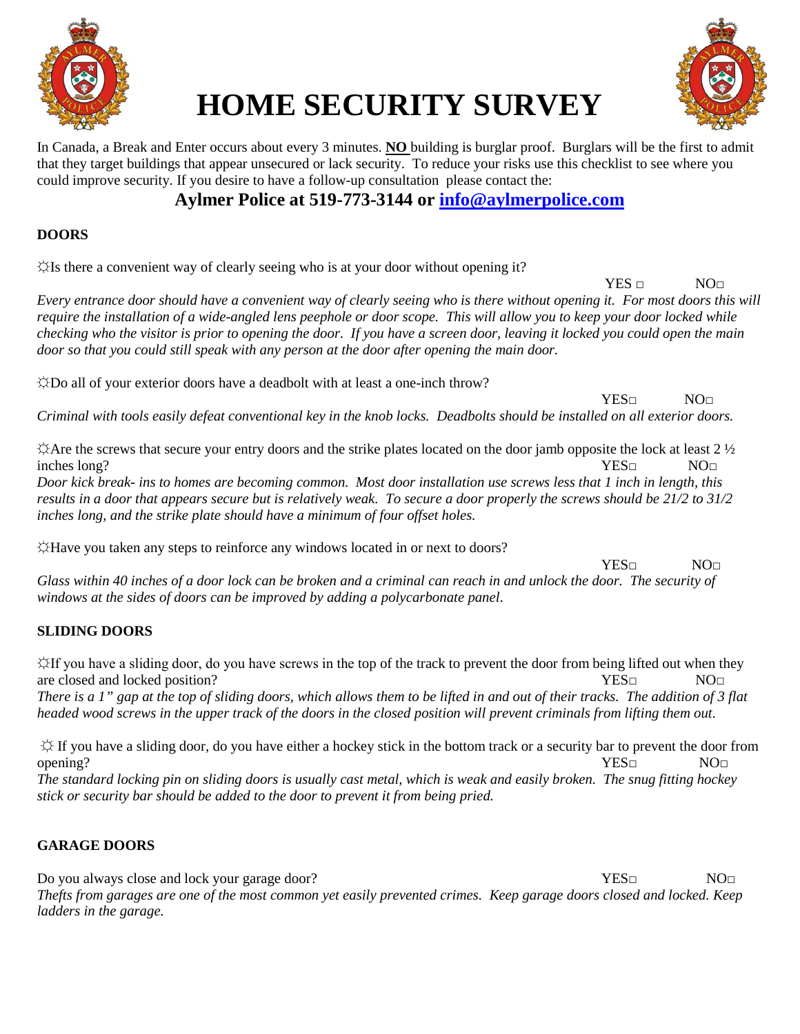# HOME SECURITY SURVEY

In Canada, a Break and Enter occurs about every 3 minutes. **NO** building is burglar proof. Burglars will be the first to admit that they target buildings that appear unsecured or lack security. To reduce your risks use this checklist to see where you could improve security. If you desire to have a follow-up consultation please contact the:

**Aylmer Police at 519-773-3144 or info@aylmerpolice.com**

### DOORS

☼Is there a convenient way of clearly seeing who is at your door without opening it?

YES □ NO□

*Every entrance door should have a convenient way of clearly seeing who is there without opening it. For most doors this will require the installation of a wide-angled lens peephole or door scope. This will allow you to keep your door locked while checking who the visitor is prior to opening the door. If you have a screen door, leaving it locked you could open the main door so that you could still speak with any person at the door after opening the main door.*

☼Do all of your exterior doors have a deadbolt with at least a one-inch throw?

YES□ NO□

*Criminal with tools easily defeat conventional key in the knob locks. Deadbolts should be installed on all exterior doors.*

☼Are the screws that secure your entry doors and the strike plates located on the door jamb opposite the lock at least 2 ½ inches long?

YES□ NO□

*Door kick break- ins to homes are becoming common. Most door installation use screws less that 1 inch in length, this results in a door that appears secure but is relatively weak. To secure a door properly the screws should be 21/2 to 31/2 inches long, and the strike plate should have a minimum of four offset holes.*

☼Have you taken any steps to reinforce any windows located in or next to doors?

YES□ NO□

*Glass within 40 inches of a door lock can be broken and a criminal can reach in and unlock the door. The security of windows at the sides of doors can be improved by adding a polycarbonate panel.*

### SLIDING DOORS

☼If you have a sliding door, do you have screws in the top of the track to prevent the door from being lifted out when they are closed and locked position?

YES□ NO□

*There is a 1" gap at the top of sliding doors, which allows them to be lifted in and out of their tracks. The addition of 3 flat headed wood screws in the upper track of the doors in the closed position will prevent criminals from lifting them out.*

☼ If you have a sliding door, do you have either a hockey stick in the bottom track or a security bar to prevent the door from opening?

YES□ NO□

*The standard locking pin on sliding doors is usually cast metal, which is weak and easily broken. The snug fitting hockey stick or security bar should be added to the door to prevent it from being pried.*

### GARAGE DOORS

Do you always close and lock your garage door?

YES□ NO□

*Thefts from garages are one of the most common yet easily prevented crimes. Keep garage doors closed and locked. Keep ladders in the garage.*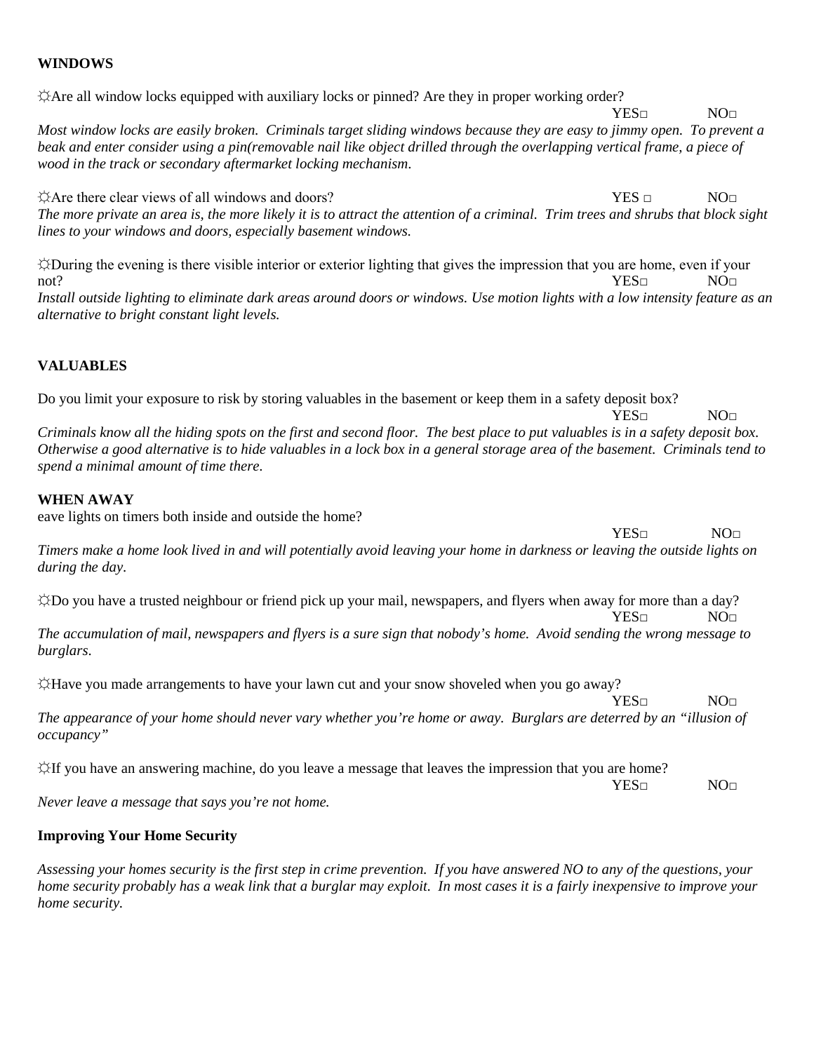**WINDOWS**

☼Are all window locks equipped with auxiliary locks or pinned? Are they in proper working order?

YES□ NO□

*Most window locks are easily broken. Criminals target sliding windows because they are easy to jimmy open. To prevent a beak and enter consider using a pin(removable nail like object drilled through the overlapping vertical frame, a piece of wood in the track or secondary aftermarket locking mechanism.*

☼Are there clear views of all windows and doors? YES □ NO□

*The more private an area is, the more likely it is to attract the attention of a criminal. Trim trees and shrubs that block sight lines to your windows and doors, especially basement windows.*

☼During the evening is there visible interior or exterior lighting that gives the impression that you are home, even if your not? YES□ NO□

*Install outside lighting to eliminate dark areas around doors or windows. Use motion lights with a low intensity feature as an alternative to bright constant light levels.*

**VALUABLES**

Do you limit your exposure to risk by storing valuables in the basement or keep them in a safety deposit box?

YES□ NO□

*Criminals know all the hiding spots on the first and second floor. The best place to put valuables is in a safety deposit box. Otherwise a good alternative is to hide valuables in a lock box in a general storage area of the basement. Criminals tend to spend a minimal amount of time there.*

**WHEN AWAY**

eave lights on timers both inside and outside the home?

YES□ NO□

*Timers make a home look lived in and will potentially avoid leaving your home in darkness or leaving the outside lights on during the day.*

☼Do you have a trusted neighbour or friend pick up your mail, newspapers, and flyers when away for more than a day?

YES□ NO□

*The accumulation of mail, newspapers and flyers is a sure sign that nobody's home. Avoid sending the wrong message to burglars.*

☼Have you made arrangements to have your lawn cut and your snow shoveled when you go away?

YES□ NO□

*The appearance of your home should never vary whether you're home or away. Burglars are deterred by an "illusion of occupancy"*

☼If you have an answering machine, do you leave a message that leaves the impression that you are home?

YES□ NO□

*Never leave a message that says you're not home.*

**Improving Your Home Security**

*Assessing your homes security is the first step in crime prevention. If you have answered NO to any of the questions, your home security probably has a weak link that a burglar may exploit. In most cases it is a fairly inexpensive to improve your home security.*